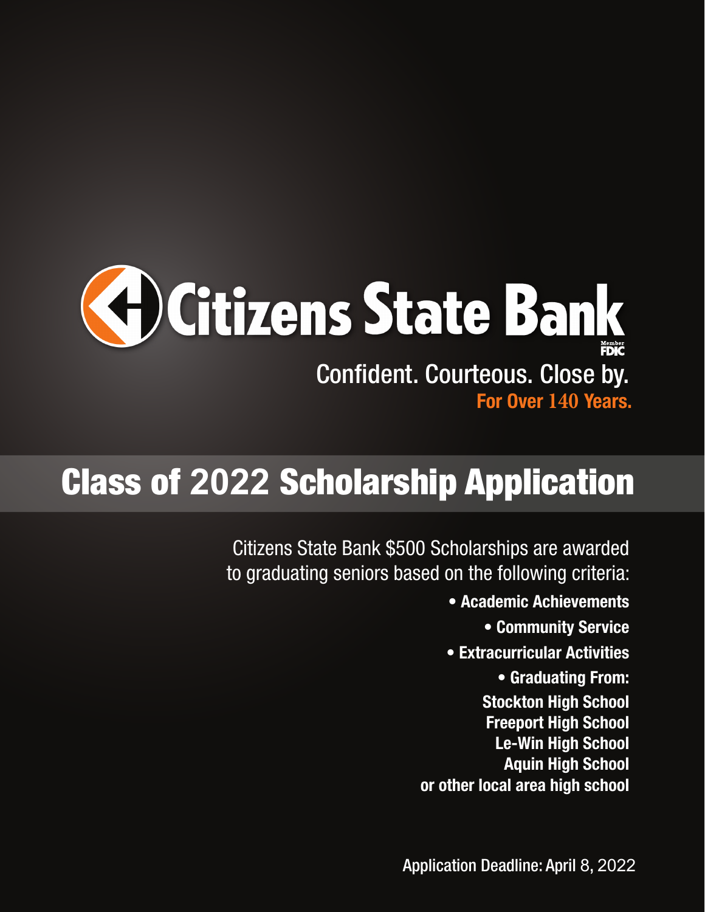# Citizens State Bank

Member FDIC

Confident. Courteous. Close by.

**For Over 140 Years.**

## Class of 2022 Scholarship Application

Citizens State Bank $500 Scholarships are awarded to graduating seniors based on the following criteria:

- **Academic Achievements**
- **Community Service**
- **Extracurricular Activities**
- **Graduating From:**

**Stockton High School**
**Freeport High School**
**Le-Win High School**
**Aquin High School**
**or other local area high school**

Application Deadline: April 8, 2022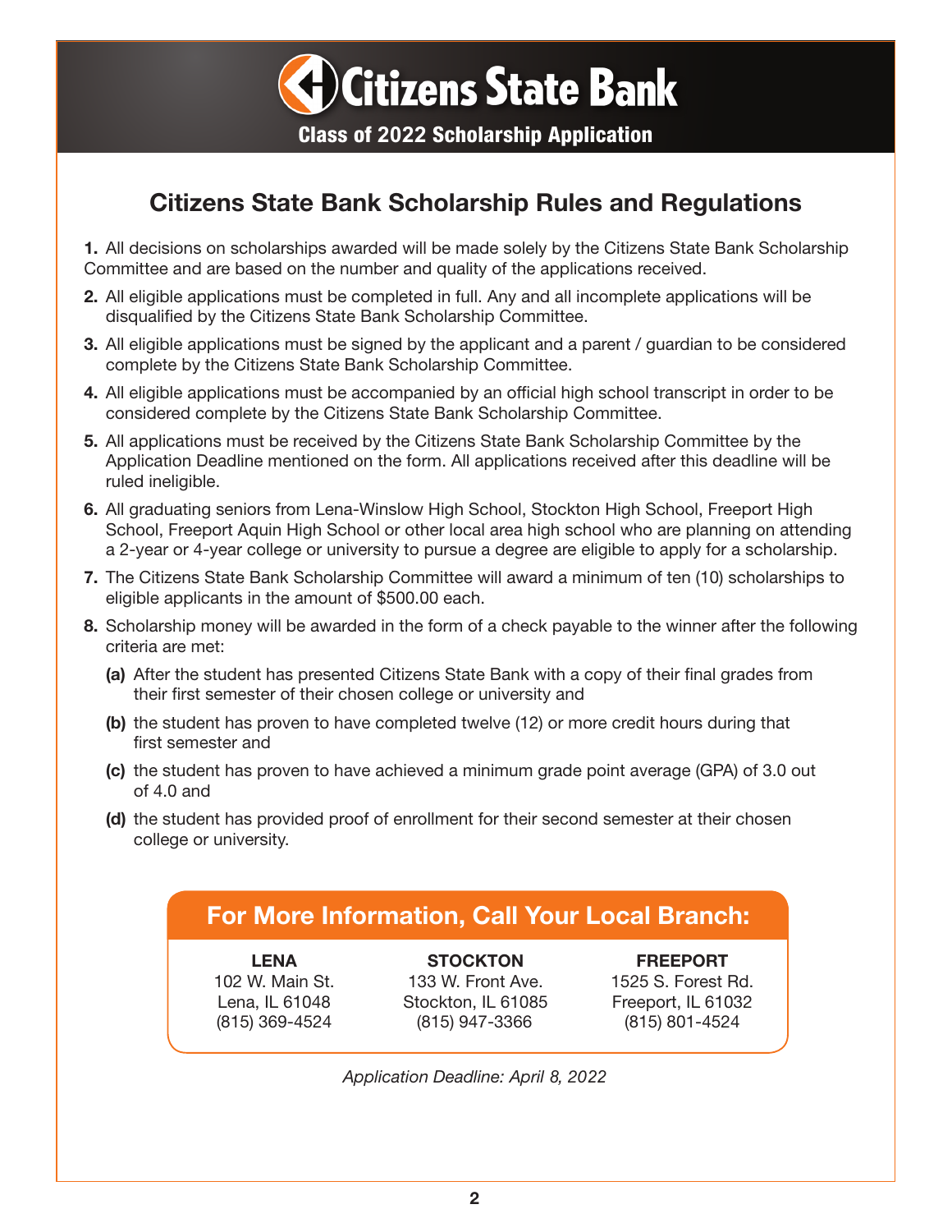# Citizens State Bank

**Class of 2022 Scholarship Application**

## Citizens State Bank Scholarship Rules and Regulations

1. All decisions on scholarships awarded will be made solely by the Citizens State Bank Scholarship Committee and are based on the number and quality of the applications received.
2. All eligible applications must be completed in full. Any and all incomplete applications will be disqualified by the Citizens State Bank Scholarship Committee.
3. All eligible applications must be signed by the applicant and a parent / guardian to be considered complete by the Citizens State Bank Scholarship Committee.
4. All eligible applications must be accompanied by an official high school transcript in order to be considered complete by the Citizens State Bank Scholarship Committee.
5. All applications must be received by the Citizens State Bank Scholarship Committee by the Application Deadline mentioned on the form. All applications received after this deadline will be ruled ineligible.
6. All graduating seniors from Lena-Winslow High School, Stockton High School, Freeport High School, Freeport Aquin High School or other local area high school who are planning on attending a 2-year or 4-year college or university to pursue a degree are eligible to apply for a scholarship.
7. The Citizens State Bank Scholarship Committee will award a minimum of ten (10) scholarships to eligible applicants in the amount of $500.00 each.
8. Scholarship money will be awarded in the form of a check payable to the winner after the following criteria are met:
   - **(a)** After the student has presented Citizens State Bank with a copy of their final grades from their first semester of their chosen college or university and
   - **(b)** the student has proven to have completed twelve (12) or more credit hours during that first semester and
   - **(c)** the student has proven to have achieved a minimum grade point average (GPA) of 3.0 out of 4.0 and
   - **(d)** the student has provided proof of enrollment for their second semester at their chosen college or university.

## For More Information, Call Your Local Branch:

**LENA**
102 W. Main St.
Lena, IL 61048
(815) 369-4524

**STOCKTON**
133 W. Front Ave.
Stockton, IL 61085
(815) 947-3366

**FREEPORT**
1525 S. Forest Rd.
Freeport, IL 61032
(815) 801-4524

*Application Deadline: April 8, 2022*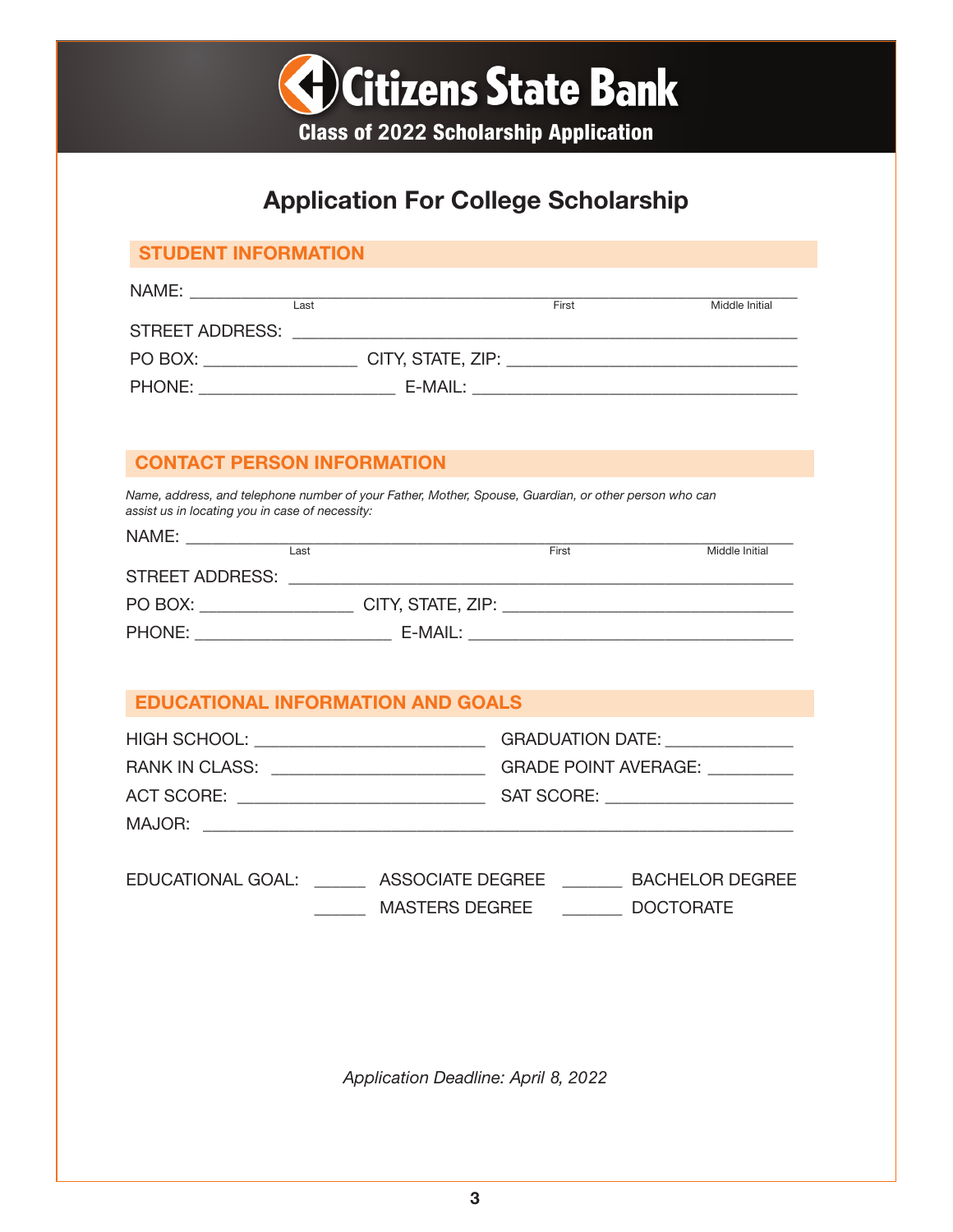# Citizens State Bank

**Class of 2022 Scholarship Application**

## Application For College Scholarship

### STUDENT INFORMATION

NAME: ______________________________________________________________
Last First Middle Initial

STREET ADDRESS: ____________________________________________________

PO BOX: ________________ CITY, STATE, ZIP: ______________________________

PHONE: ____________________ E-MAIL: ___________________________________

### CONTACT PERSON INFORMATION

*Name, address, and telephone number of your Father, Mother, Spouse, Guardian, or other person who can assist us in locating you in case of necessity:*

NAME: ______________________________________________________________
Last First Middle Initial

STREET ADDRESS: ____________________________________________________

PO BOX: ________________ CITY, STATE, ZIP: ______________________________

PHONE: ____________________ E-MAIL: ___________________________________

### EDUCATIONAL INFORMATION AND GOALS

HIGH SCHOOL: ________________________ GRADUATION DATE: ____________

RANK IN CLASS: ______________________ GRADE POINT AVERAGE: ________

ACT SCORE: __________________________ SAT SCORE: ___________________

MAJOR: _____________________________________________________________

EDUCATIONAL GOAL: _____ ASSOCIATE DEGREE ______ BACHELOR DEGREE

_____ MASTERS DEGREE ______ DOCTORATE

*Application Deadline: April 8, 2022*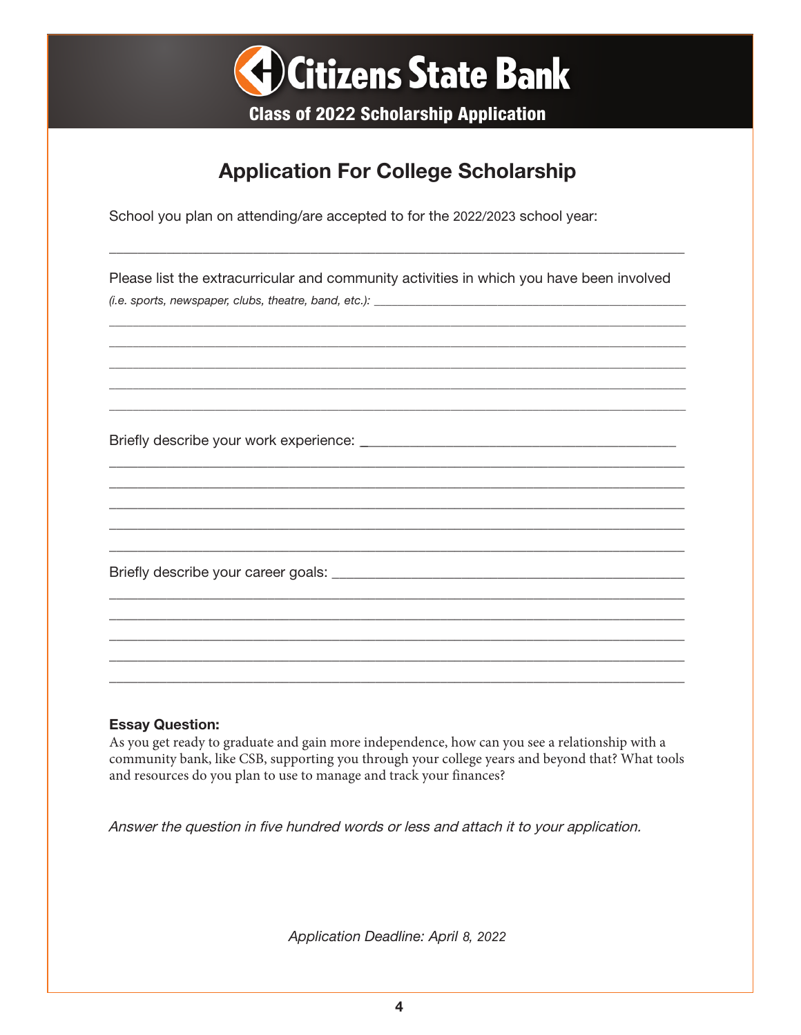# Citizens State Bank

## Class of 2022 Scholarship Application

## Application For College Scholarship

School you plan on attending/are accepted to for the 2022/2023 school year:

_______________________________________________________________________________

Please list the extracurricular and community activities in which you have been involved *(i.e. sports, newspaper, clubs, theatre, band, etc.):* ___________________________________________

_______________________________________________________________________________
_______________________________________________________________________________
_______________________________________________________________________________
_______________________________________________________________________________
_______________________________________________________________________________

Briefly describe your work experience: ___________________________________________

_______________________________________________________________________________
_______________________________________________________________________________
_______________________________________________________________________________
_______________________________________________________________________________
_______________________________________________________________________________

Briefly describe your career goals: ______________________________________________

_______________________________________________________________________________
_______________________________________________________________________________
_______________________________________________________________________________
_______________________________________________________________________________
_______________________________________________________________________________

**Essay Question:**

As you get ready to graduate and gain more independence, how can you see a relationship with a community bank, like CSB, supporting you through your college years and beyond that? What tools and resources do you plan to use to manage and track your finances?

*Answer the question in five hundred words or less and attach it to your application.*

*Application Deadline: April 8, 2022*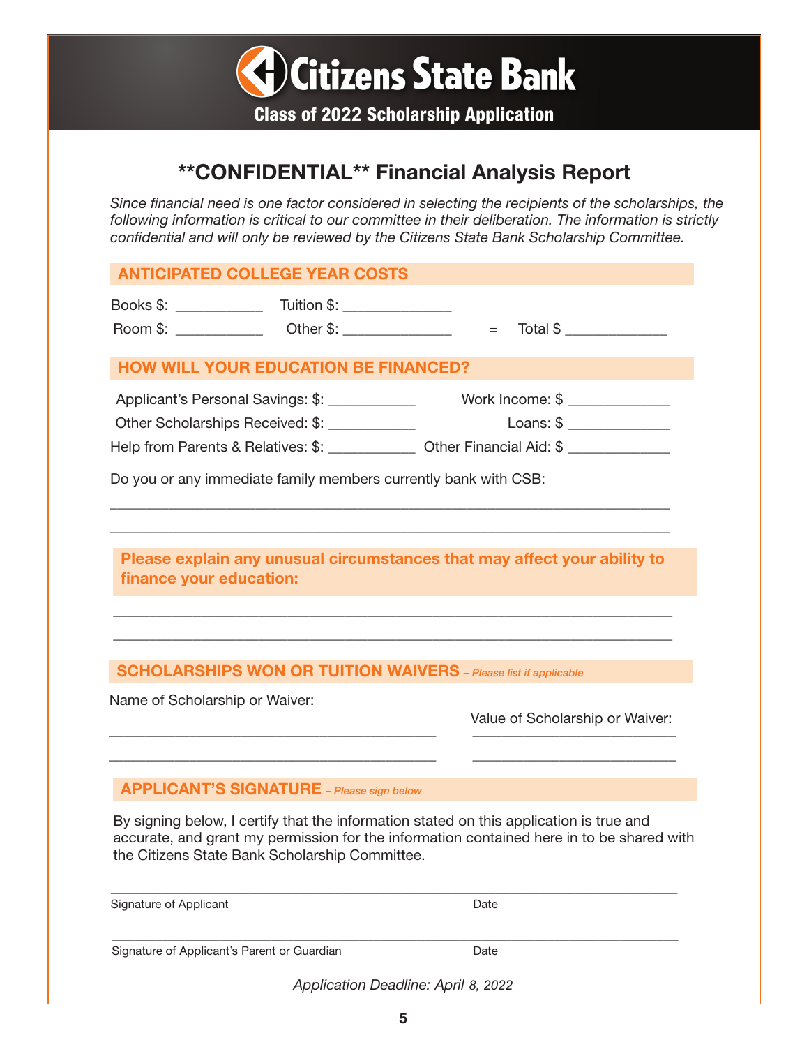# Citizens State Bank

**Class of 2022 Scholarship Application**

## **CONFIDENTIAL** Financial Analysis Report

*Since financial need is one factor considered in selecting the recipients of the scholarships, the following information is critical to our committee in their deliberation. The information is strictly confidential and will only be reviewed by the Citizens State Bank Scholarship Committee.*

### ANTICIPATED COLLEGE YEAR COSTS

Books $: ___________ Tuition $: ______________

Room $: ___________ Other $: ______________ = Total $ _____________

### HOW WILL YOUR EDUCATION BE FINANCED?

Applicant's Personal Savings: $: ___________ Work Income: $ _____________

Other Scholarships Received: $: ___________ Loans: $ _____________

Help from Parents & Relatives: $: ___________ Other Financial Aid: $ _____________

Do you or any immediate family members currently bank with CSB:

______________________________________________________________________

______________________________________________________________________

### Please explain any unusual circumstances that may affect your ability to finance your education:

______________________________________________________________________

______________________________________________________________________

### SCHOLARSHIPS WON OR TUITION WAIVERS – *Please list if applicable*

| Name of Scholarship or Waiver: | Value of Scholarship or Waiver: |
|---|---|
| ________________________________ | ____________________ |
| ________________________________ | ____________________ |

### APPLICANT'S SIGNATURE – *Please sign below*

By signing below, I certify that the information stated on this application is true and accurate, and grant my permission for the information contained here in to be shared with the Citizens State Bank Scholarship Committee.

______________________________________________________________________

Signature of Applicant Date

______________________________________________________________________

Signature of Applicant's Parent or Guardian Date

*Application Deadline: April 8, 2022*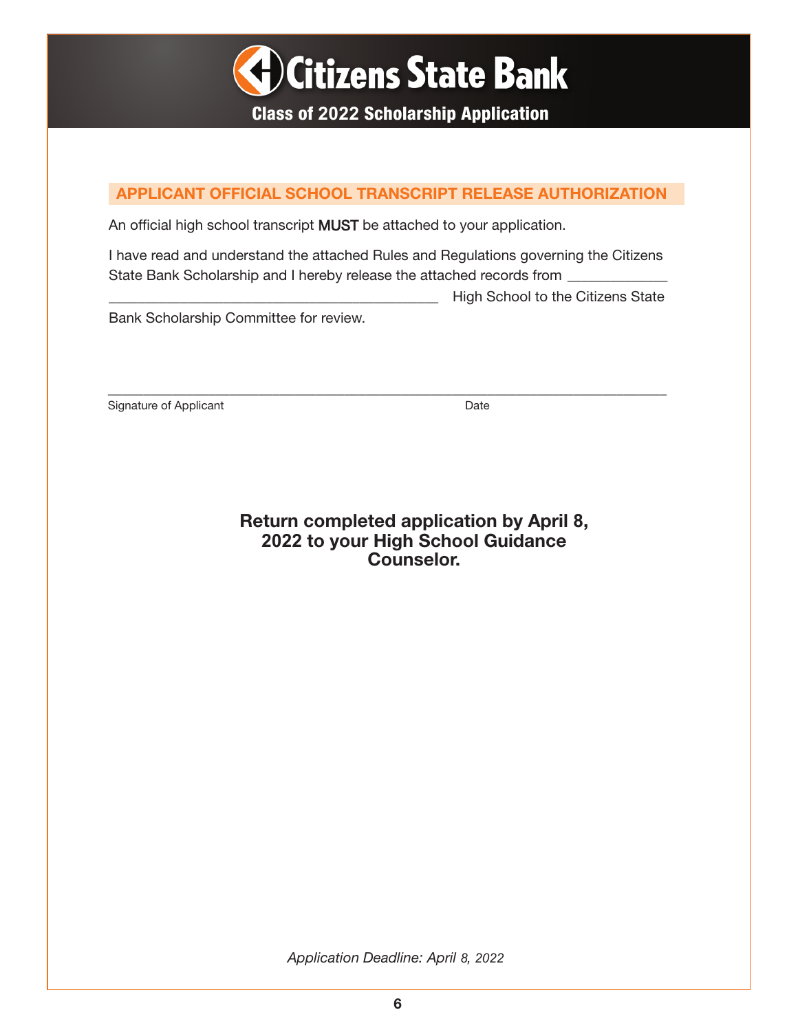# Citizens State Bank

## Class of 2022 Scholarship Application

### APPLICANT OFFICIAL SCHOOL TRANSCRIPT RELEASE AUTHORIZATION

An official high school transcript **MUST** be attached to your application.

I have read and understand the attached Rules and Regulations governing the Citizens State Bank Scholarship and I hereby release the attached records from _____________ ____________________________________________ High School to the Citizens State Bank Scholarship Committee for review.

_______________________________________________________________________________

Signature of Applicant                                        Date

**Return completed application by April 8, 2022 to your High School Guidance Counselor.**

*Application Deadline: April 8, 2022*